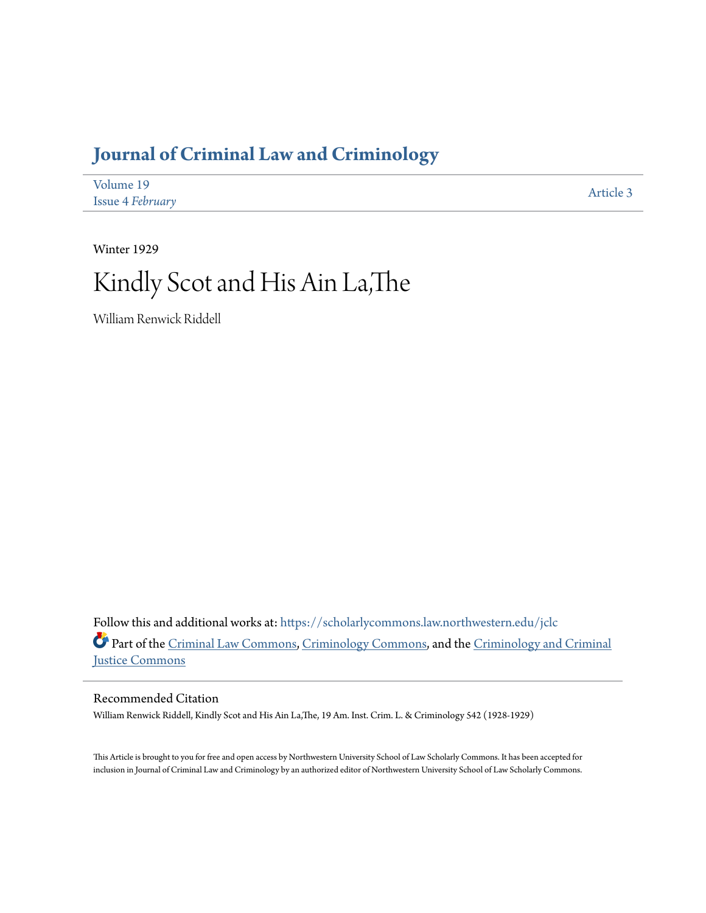# Journal of Criminal Law and Criminology

Volume 19
Issue 4 *February*

Article 3

Winter 1929

# Kindly Scot and His Ain La,The

William Renwick Riddell

Follow this and additional works at: https://scholarlycommons.law.northwestern.edu/jclc

Part of the Criminal Law Commons, Criminology Commons, and the Criminology and Criminal Justice Commons

## Recommended Citation

William Renwick Riddell, Kindly Scot and His Ain La,The, 19 Am. Inst. Crim. L. & Criminology 542 (1928-1929)

This Article is brought to you for free and open access by Northwestern University School of Law Scholarly Commons. It has been accepted for inclusion in Journal of Criminal Law and Criminology by an authorized editor of Northwestern University School of Law Scholarly Commons.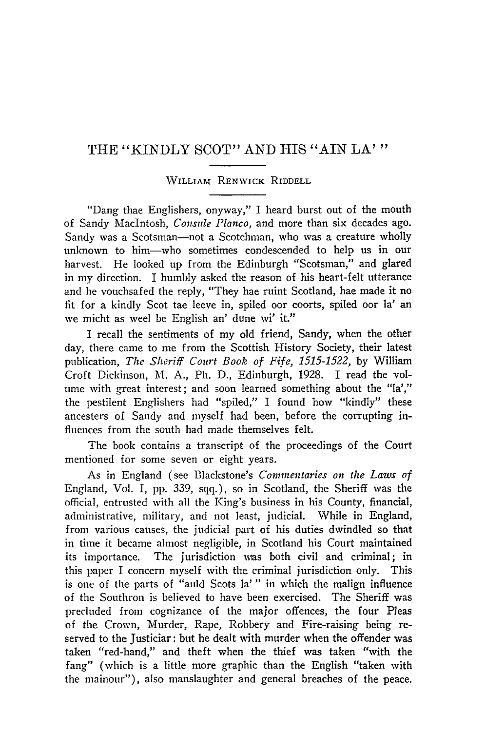# THE "KINDLY SCOT" AND HIS "AIN LA'"

WILLIAM RENWICK RIDDELL

"Dang thae Englishers, onyway," I heard burst out of the mouth of Sandy MacIntosh, *Consule Planco*, and more than six decades ago. Sandy was a Scotsman—not a Scotchman, who was a creature wholly unknown to him—who sometimes condescended to help us in our harvest. He looked up from the Edinburgh "Scotsman," and glared in my direction. I humbly asked the reason of his heart-felt utterance and he vouchsafed the reply, "They hae ruint Scotland, hae made it no fit for a kindly Scot tae leeve in, spiled oor coorts, spiled oor la' an we micht as weel be English an' dune wi' it."

I recall the sentiments of my old friend, Sandy, when the other day, there came to me from the Scottish History Society, their latest publication, *The Sheriff Court Book of Fife, 1515-1522*, by William Croft Dickinson, M. A., Ph. D., Edinburgh, 1928. I read the volume with great interest; and soon learned something about the "la'," the pestilent Englishers had "spiled," I found how "kindly" these ancesters of Sandy and myself had been, before the corrupting influences from the south had made themselves felt.

The book contains a transcript of the proceedings of the Court mentioned for some seven or eight years.

As in England (see Blackstone's *Commentaries on the Laws of* England, Vol. I, pp. 339, sqq.), so in Scotland, the Sheriff was the official, entrusted with all the King's business in his County, financial, administrative, military, and not least, judicial. While in England, from various causes, the judicial part of his duties dwindled so that in time it became almost negligible, in Scotland his Court maintained its importance. The jurisdiction was both civil and criminal; in this paper I concern myself with the criminal jurisdiction only. This is one of the parts of "auld Scots la'" in which the malign influence of the Southron is believed to have been exercised. The Sheriff was precluded from cognizance of the major offences, the four Pleas of the Crown, Murder, Rape, Robbery and Fire-raising being reserved to the Justiciar: but he dealt with murder when the offender was taken "red-hand," and theft when the thief was taken "with the fang" (which is a little more graphic than the English "taken with the mainour"), also manslaughter and general breaches of the peace.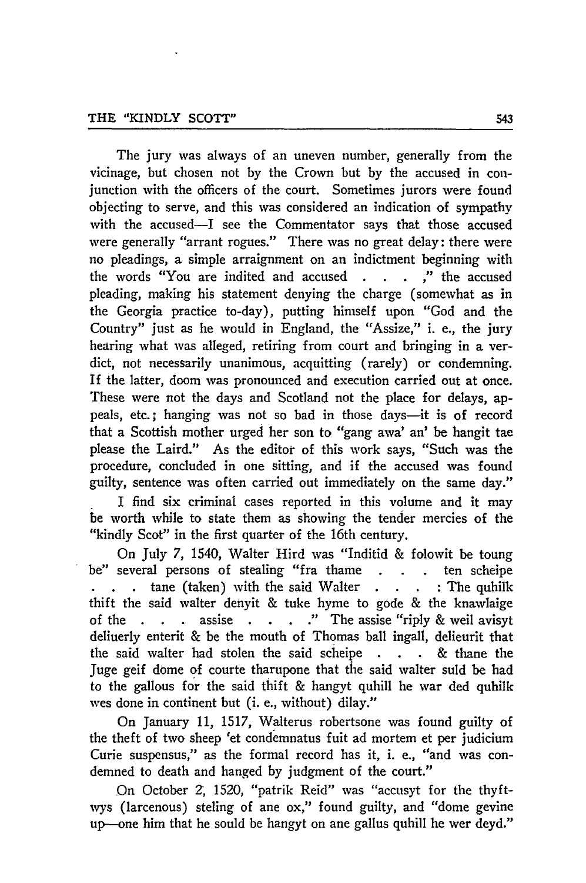The jury was always of an uneven number, generally from the vicinage, but chosen not by the Crown but by the accused in conjunction with the officers of the court. Sometimes jurors were found objecting to serve, and this was considered an indication of sympathy with the accused—I see the Commentator says that those accused were generally "arrant rogues." There was no great delay: there were no pleadings, a simple arraignment on an indictment beginning with the words "You are indited and accused . . . ," the accused pleading, making his statement denying the charge (somewhat as in the Georgia practice to-day), putting himself upon "God and the Country" just as he would in England, the "Assize," i. e., the jury hearing what was alleged, retiring from court and bringing in a verdict, not necessarily unanimous, acquitting (rarely) or condemning. If the latter, doom was pronounced and execution carried out at once. These were not the days and Scotland not the place for delays, appeals, etc.; hanging was not so bad in those days—it is of record that a Scottish mother urged her son to "gang awa' an' be hangit tae please the Laird." As the editor of this work says, "Such was the procedure, concluded in one sitting, and if the accused was found guilty, sentence was often carried out immediately on the same day."

I find six criminal cases reported in this volume and it may be worth while to state them as showing the tender mercies of the "kindly Scot" in the first quarter of the 16th century.

On July 7, 1540, Walter Hird was "Inditid & folowit be toung be" several persons of stealing "fra thame . . . ten scheipe . . . tane (taken) with the said Walter . . . : The quhilk thift the said walter denyit & tuke hyme to gode & the knawlaige of the . . . assise . . . ." The assise "riply & weil avisyt deliuerly enterit & be the mouth of Thomas ball ingall, delieurit that the said walter had stolen the said scheipe . . . & thane the Juge geif dome of courte tharupone that the said walter suld be had to the gallous for the said thift & hangyt quhill he war ded quhilk wes done in continent but (i. e., without) dilay."

On January 11, 1517, Walterus robertsone was found guilty of the theft of two sheep 'et condemnatus fuit ad mortem et per judicium Curie suspensus," as the formal record has it, i. e., "and was condemned to death and hanged by judgment of the court."

On October 2, 1520, "patrik Reid" was "accusyt for the thyftwys (larcenous) steling of ane ox," found guilty, and "dome gevine up—one him that he sould be hangyt on ane gallus quhill he wer deyd."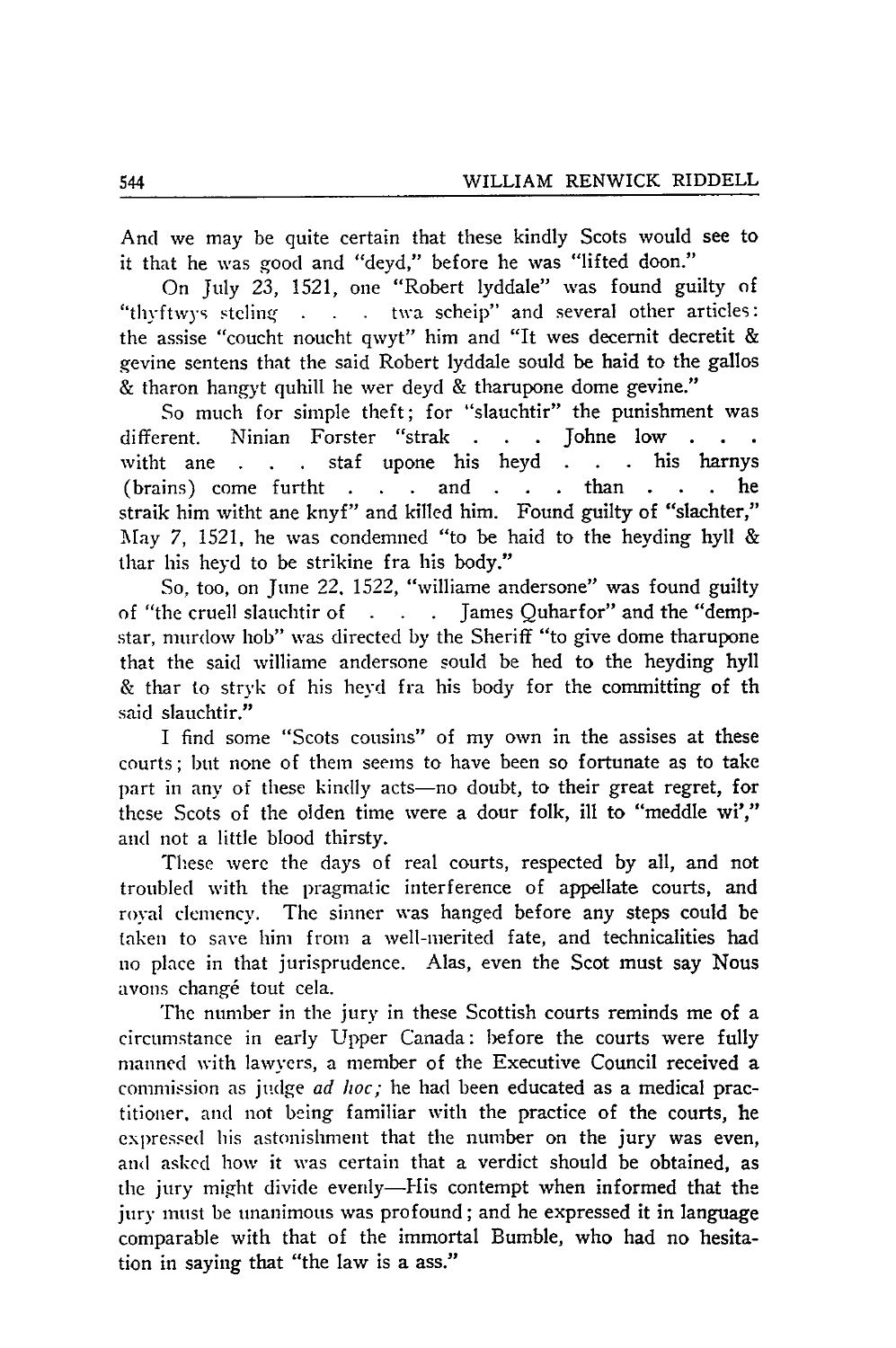And we may be quite certain that these kindly Scots would see to it that he was good and "deyd," before he was "lifted doon."

On July 23, 1521, one "Robert lyddale" was found guilty of "thyftwys steling . . . twa scheip" and several other articles: the assise "coucht noucht qwyt" him and "It wes decernit decretit & gevine sentens that the said Robert lyddale sould be haid to the gallos & tharon hangyt quhill he wer deyd & tharupone dome gevine."

So much for simple theft; for "slauchtir" the punishment was different. Ninian Forster "strak . . . Johne low . . . witht ane . . . staf upone his heyd . . . his harnys (brains) come furtht . . . and . . . than . . . he straik him witht ane knyf" and killed him. Found guilty of "slachter," May 7, 1521, he was condemned "to be haid to the heyding hyll & thar his heyd to be strikine fra his body."

So, too, on June 22, 1522, "williame andersone" was found guilty of "the cruell slauchtir of . . . James Quharfor" and the "dempstar, murdow hob" was directed by the Sheriff "to give dome tharupone that the said williame andersone sould be hed to the heyding hyll & thar to stryk of his heyd fra his body for the committing of th said slauchtir."

I find some "Scots cousins" of my own in the assises at these courts; but none of them seems to have been so fortunate as to take part in any of these kindly acts—no doubt, to their great regret, for these Scots of the olden time were a dour folk, ill to "meddle wi'," and not a little blood thirsty.

These were the days of real courts, respected by all, and not troubled with the pragmatic interference of appellate courts, and royal clemency. The sinner was hanged before any steps could be taken to save him from a well-merited fate, and technicalities had no place in that jurisprudence. Alas, even the Scot must say Nous avons changé tout cela.

The number in the jury in these Scottish courts reminds me of a circumstance in early Upper Canada: before the courts were fully manned with lawyers, a member of the Executive Council received a commission as judge *ad hoc;* he had been educated as a medical practitioner, and not being familiar with the practice of the courts, he expressed his astonishment that the number on the jury was even, and asked how it was certain that a verdict should be obtained, as the jury might divide evenly—His contempt when informed that the jury must be unanimous was profound; and he expressed it in language comparable with that of the immortal Bumble, who had no hesitation in saying that "the law is a ass."